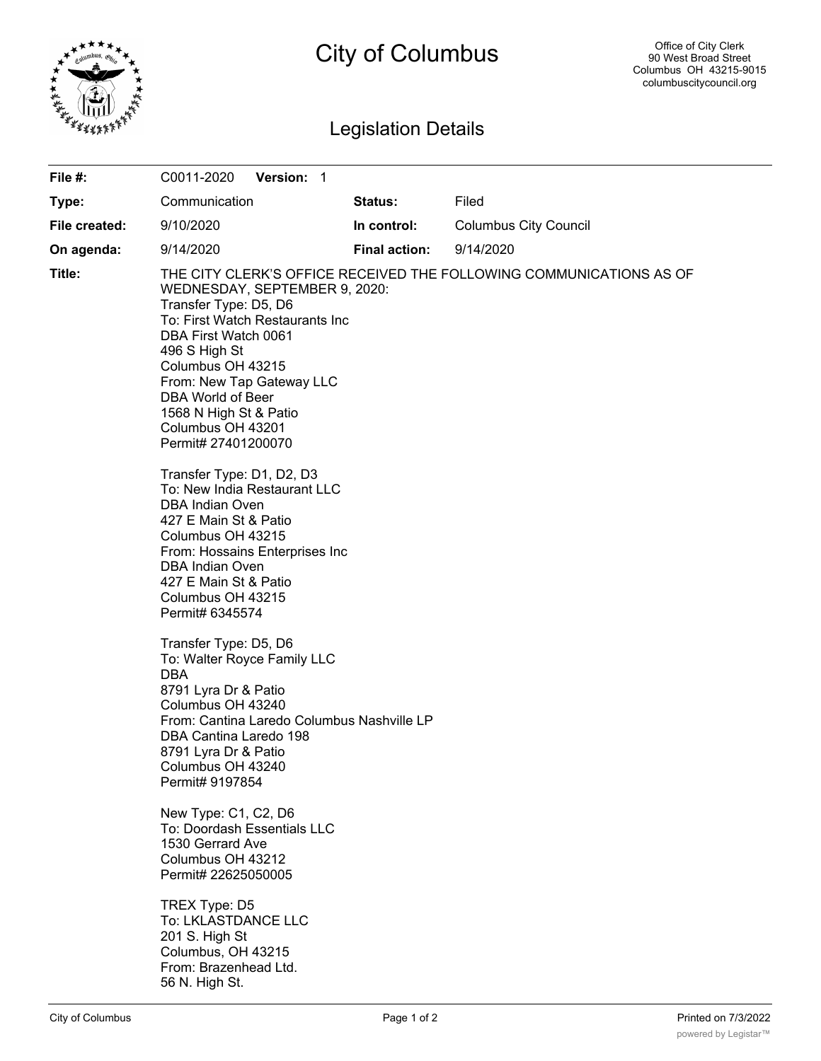# City of Columbus

Office of City Clerk
90 West Broad Street
Columbus OH 43215-9015
columbuscitycouncil.org

## Legislation Details

| | | | |
|---|---|---|---|
| **File #:** | C0011-2020 **Version:** 1 | | |
| **Type:** | Communication | **Status:** | Filed |
| **File created:** | 9/10/2020 | **In control:** | Columbus City Council |
| **On agenda:** | 9/14/2020 | **Final action:** | 9/14/2020 |

**Title:** THE CITY CLERK'S OFFICE RECEIVED THE FOLLOWING COMMUNICATIONS AS OF WEDNESDAY, SEPTEMBER 9, 2020:

Transfer Type: D5, D6
To: First Watch Restaurants Inc
DBA First Watch 0061
496 S High St
Columbus OH 43215
From: New Tap Gateway LLC
DBA World of Beer
1568 N High St & Patio
Columbus OH 43201
Permit# 27401200070

Transfer Type: D1, D2, D3
To: New India Restaurant LLC
DBA Indian Oven
427 E Main St & Patio
Columbus OH 43215
From: Hossains Enterprises Inc
DBA Indian Oven
427 E Main St & Patio
Columbus OH 43215
Permit# 6345574

Transfer Type: D5, D6
To: Walter Royce Family LLC
DBA
8791 Lyra Dr & Patio
Columbus OH 43240
From: Cantina Laredo Columbus Nashville LP
DBA Cantina Laredo 198
8791 Lyra Dr & Patio
Columbus OH 43240
Permit# 9197854

New Type: C1, C2, D6
To: Doordash Essentials LLC
1530 Gerrard Ave
Columbus OH 43212
Permit# 22625050005

TREX Type: D5
To: LKLASTDANCE LLC
201 S. High St
Columbus, OH 43215
From: Brazenhead Ltd.
56 N. High St.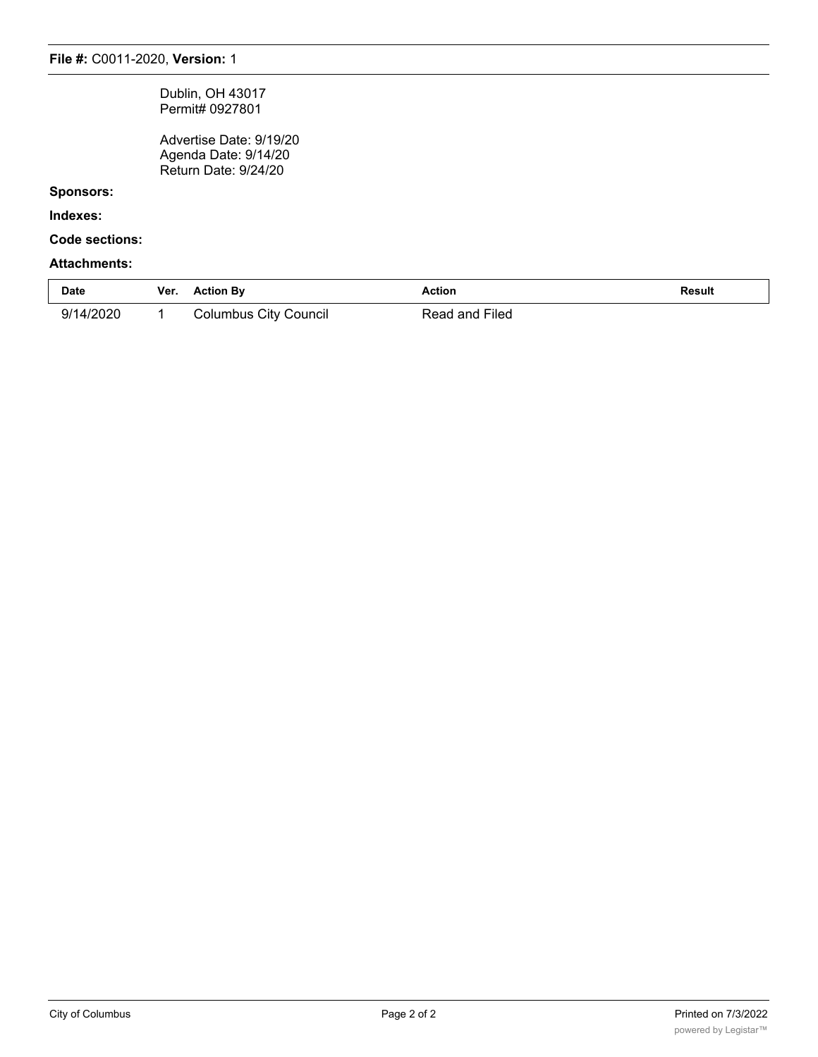**File #:** C0011-2020, **Version:** 1

Dublin, OH 43017
Permit# 0927801

Advertise Date: 9/19/20
Agenda Date: 9/14/20
Return Date: 9/24/20

**Sponsors:**

**Indexes:**

**Code sections:**

**Attachments:**

| Date | Ver. | Action By | Action | Result |
|---|---|---|---|---|
| 9/14/2020 | 1 | Columbus City Council | Read and Filed | |